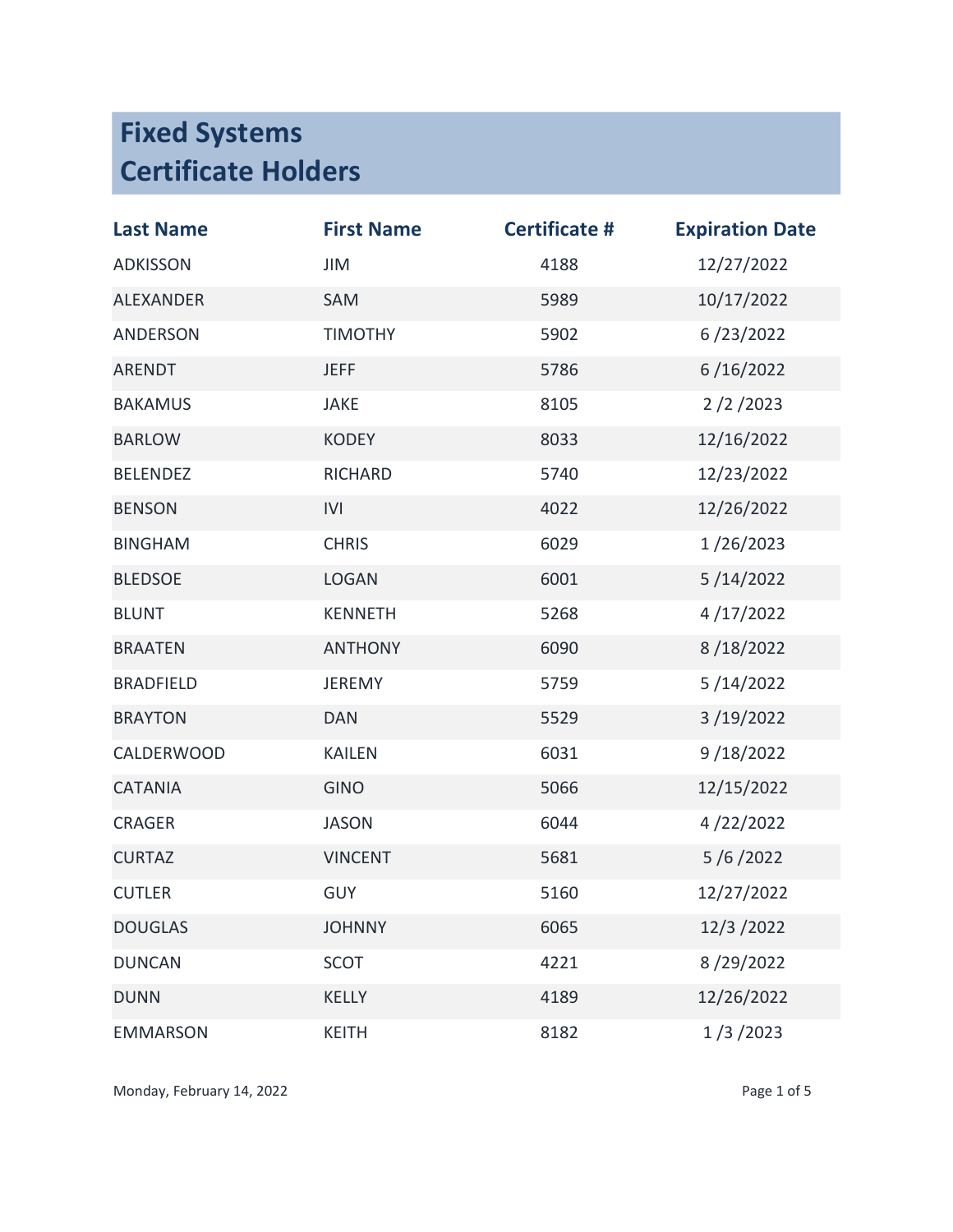# Fixed Systems
# Certificate Holders

| Last Name | First Name | Certificate # | Expiration Date |
|---|---|---|---|
| ADKISSON | JIM | 4188 | 12/27/2022 |
| ALEXANDER | SAM | 5989 | 10/17/2022 |
| ANDERSON | TIMOTHY | 5902 | 6 /23/2022 |
| ARENDT | JEFF | 5786 | 6 /16/2022 |
| BAKAMUS | JAKE | 8105 | 2 /2 /2023 |
| BARLOW | KODEY | 8033 | 12/16/2022 |
| BELENDEZ | RICHARD | 5740 | 12/23/2022 |
| BENSON | IVI | 4022 | 12/26/2022 |
| BINGHAM | CHRIS | 6029 | 1 /26/2023 |
| BLEDSOE | LOGAN | 6001 | 5 /14/2022 |
| BLUNT | KENNETH | 5268 | 4 /17/2022 |
| BRAATEN | ANTHONY | 6090 | 8 /18/2022 |
| BRADFIELD | JEREMY | 5759 | 5 /14/2022 |
| BRAYTON | DAN | 5529 | 3 /19/2022 |
| CALDERWOOD | KAILEN | 6031 | 9 /18/2022 |
| CATANIA | GINO | 5066 | 12/15/2022 |
| CRAGER | JASON | 6044 | 4 /22/2022 |
| CURTAZ | VINCENT | 5681 | 5 /6 /2022 |
| CUTLER | GUY | 5160 | 12/27/2022 |
| DOUGLAS | JOHNNY | 6065 | 12/3 /2022 |
| DUNCAN | SCOT | 4221 | 8 /29/2022 |
| DUNN | KELLY | 4189 | 12/26/2022 |
| EMMARSON | KEITH | 8182 | 1 /3 /2023 |

Monday, February 14, 2022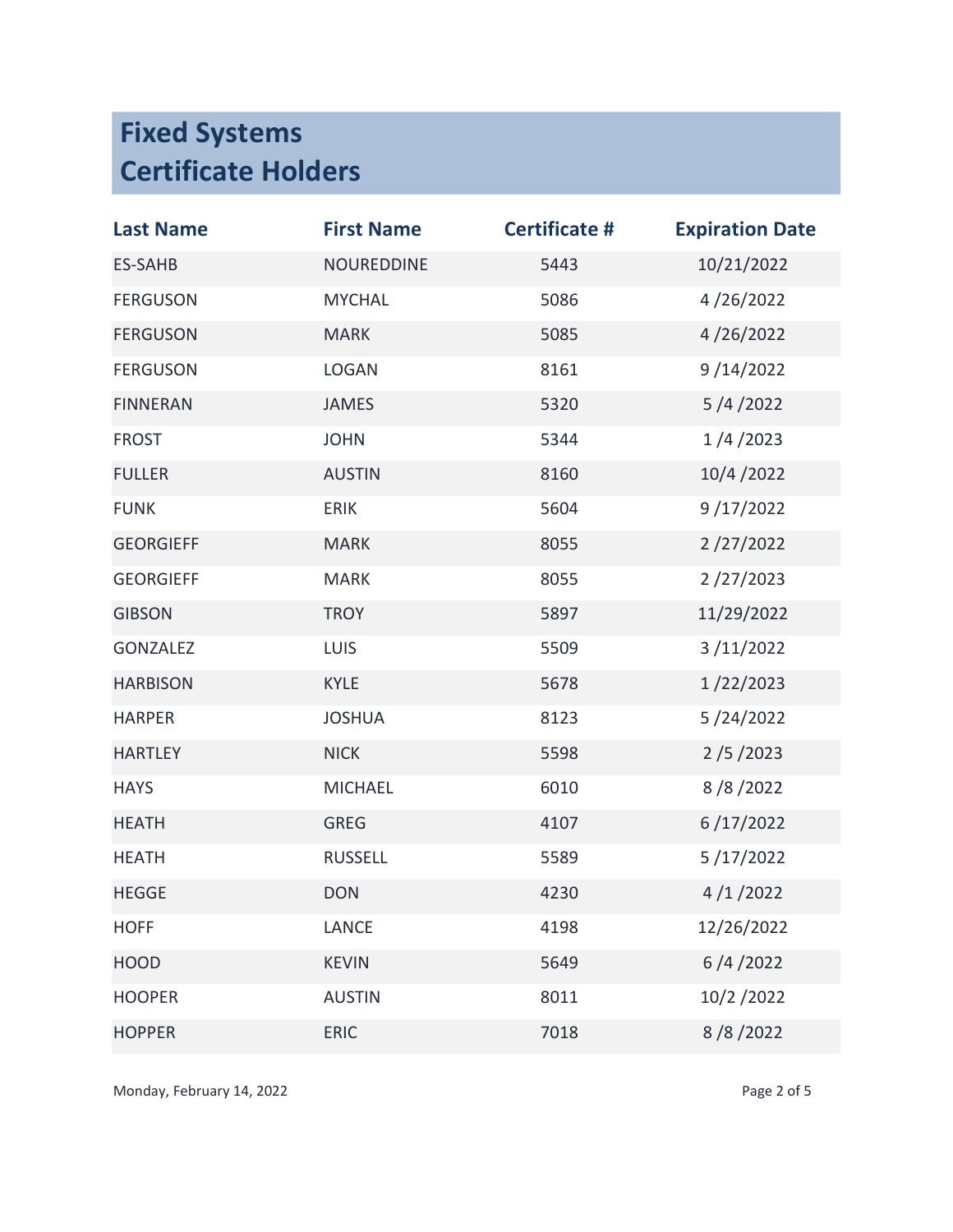# Fixed Systems Certificate Holders

| Last Name | First Name | Certificate # | Expiration Date |
|---|---|---|---|
| ES-SAHB | NOUREDDINE | 5443 | 10/21/2022 |
| FERGUSON | MYCHAL | 5086 | 4 /26/2022 |
| FERGUSON | MARK | 5085 | 4 /26/2022 |
| FERGUSON | LOGAN | 8161 | 9 /14/2022 |
| FINNERAN | JAMES | 5320 | 5 /4 /2022 |
| FROST | JOHN | 5344 | 1 /4 /2023 |
| FULLER | AUSTIN | 8160 | 10/4 /2022 |
| FUNK | ERIK | 5604 | 9 /17/2022 |
| GEORGIEFF | MARK | 8055 | 2 /27/2022 |
| GEORGIEFF | MARK | 8055 | 2 /27/2023 |
| GIBSON | TROY | 5897 | 11/29/2022 |
| GONZALEZ | LUIS | 5509 | 3 /11/2022 |
| HARBISON | KYLE | 5678 | 1 /22/2023 |
| HARPER | JOSHUA | 8123 | 5 /24/2022 |
| HARTLEY | NICK | 5598 | 2 /5 /2023 |
| HAYS | MICHAEL | 6010 | 8 /8 /2022 |
| HEATH | GREG | 4107 | 6 /17/2022 |
| HEATH | RUSSELL | 5589 | 5 /17/2022 |
| HEGGE | DON | 4230 | 4 /1 /2022 |
| HOFF | LANCE | 4198 | 12/26/2022 |
| HOOD | KEVIN | 5649 | 6 /4 /2022 |
| HOOPER | AUSTIN | 8011 | 10/2 /2022 |
| HOPPER | ERIC | 7018 | 8 /8 /2022 |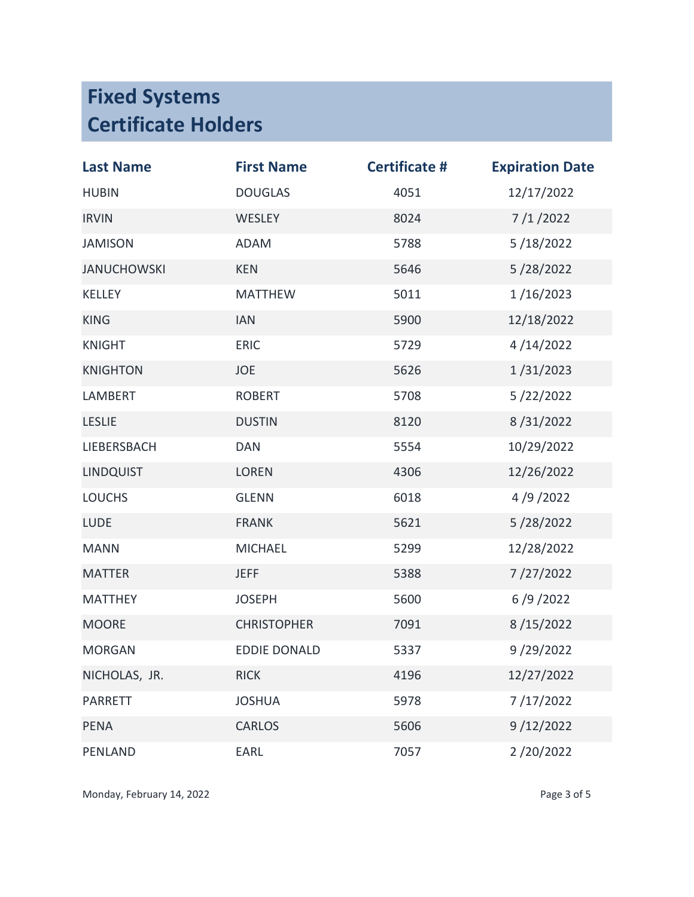# Fixed Systems
# Certificate Holders

| Last Name | First Name | Certificate # | Expiration Date |
|---|---|---|---|
| HUBIN | DOUGLAS | 4051 | 12/17/2022 |
| IRVIN | WESLEY | 8024 | 7 /1 /2022 |
| JAMISON | ADAM | 5788 | 5 /18/2022 |
| JANUCHOWSKI | KEN | 5646 | 5 /28/2022 |
| KELLEY | MATTHEW | 5011 | 1 /16/2023 |
| KING | IAN | 5900 | 12/18/2022 |
| KNIGHT | ERIC | 5729 | 4 /14/2022 |
| KNIGHTON | JOE | 5626 | 1 /31/2023 |
| LAMBERT | ROBERT | 5708 | 5 /22/2022 |
| LESLIE | DUSTIN | 8120 | 8 /31/2022 |
| LIEBERSBACH | DAN | 5554 | 10/29/2022 |
| LINDQUIST | LOREN | 4306 | 12/26/2022 |
| LOUCHS | GLENN | 6018 | 4 /9 /2022 |
| LUDE | FRANK | 5621 | 5 /28/2022 |
| MANN | MICHAEL | 5299 | 12/28/2022 |
| MATTER | JEFF | 5388 | 7 /27/2022 |
| MATTHEY | JOSEPH | 5600 | 6 /9 /2022 |
| MOORE | CHRISTOPHER | 7091 | 8 /15/2022 |
| MORGAN | EDDIE DONALD | 5337 | 9 /29/2022 |
| NICHOLAS, JR. | RICK | 4196 | 12/27/2022 |
| PARRETT | JOSHUA | 5978 | 7 /17/2022 |
| PENA | CARLOS | 5606 | 9 /12/2022 |
| PENLAND | EARL | 7057 | 2 /20/2022 |

Monday, February 14, 2022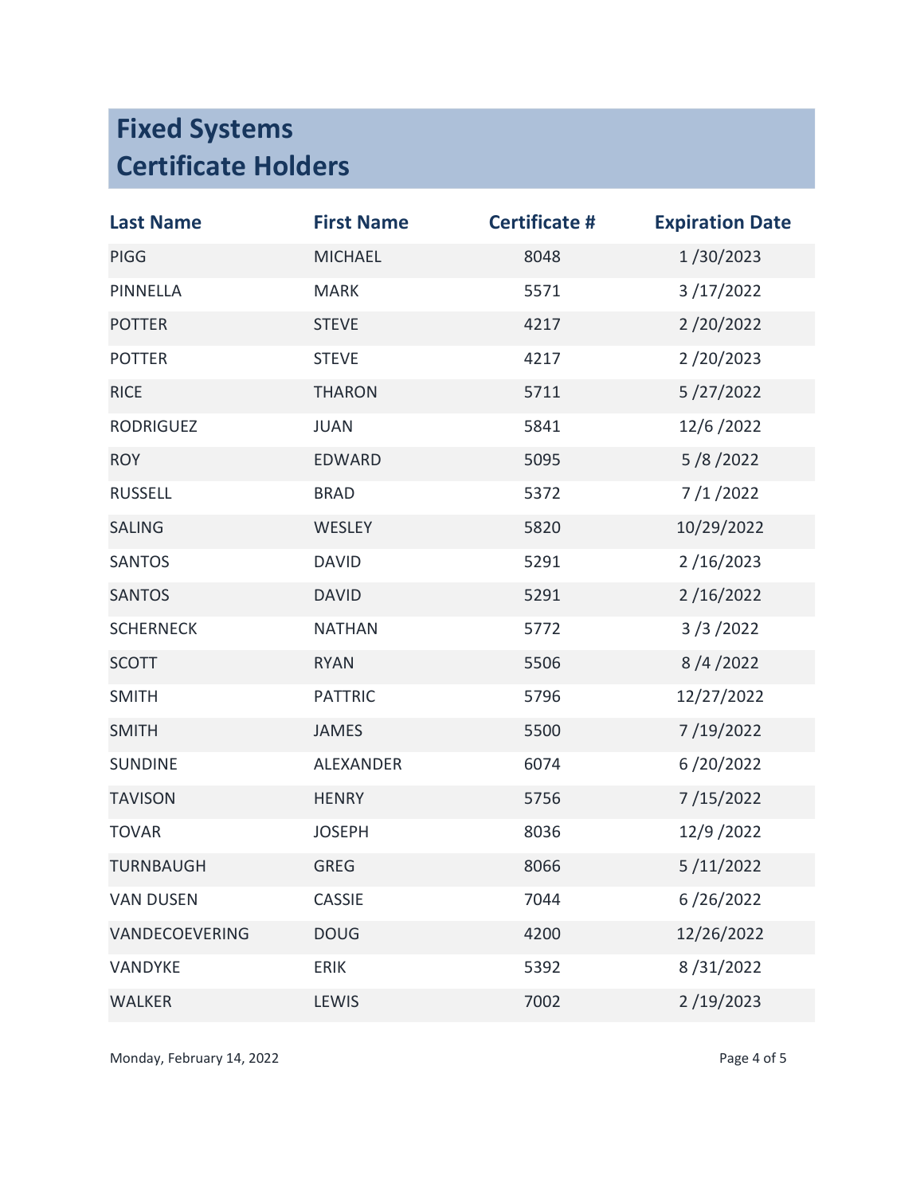# Fixed Systems Certificate Holders

| Last Name | First Name | Certificate # | Expiration Date |
|---|---|---|---|
| PIGG | MICHAEL | 8048 | 1 /30/2023 |
| PINNELLA | MARK | 5571 | 3 /17/2022 |
| POTTER | STEVE | 4217 | 2 /20/2022 |
| POTTER | STEVE | 4217 | 2 /20/2023 |
| RICE | THARON | 5711 | 5 /27/2022 |
| RODRIGUEZ | JUAN | 5841 | 12/6 /2022 |
| ROY | EDWARD | 5095 | 5 /8 /2022 |
| RUSSELL | BRAD | 5372 | 7 /1 /2022 |
| SALING | WESLEY | 5820 | 10/29/2022 |
| SANTOS | DAVID | 5291 | 2 /16/2023 |
| SANTOS | DAVID | 5291 | 2 /16/2022 |
| SCHERNECK | NATHAN | 5772 | 3 /3 /2022 |
| SCOTT | RYAN | 5506 | 8 /4 /2022 |
| SMITH | PATTRIC | 5796 | 12/27/2022 |
| SMITH | JAMES | 5500 | 7 /19/2022 |
| SUNDINE | ALEXANDER | 6074 | 6 /20/2022 |
| TAVISON | HENRY | 5756 | 7 /15/2022 |
| TOVAR | JOSEPH | 8036 | 12/9 /2022 |
| TURNBAUGH | GREG | 8066 | 5 /11/2022 |
| VAN DUSEN | CASSIE | 7044 | 6 /26/2022 |
| VANDECOEVERING | DOUG | 4200 | 12/26/2022 |
| VANDYKE | ERIK | 5392 | 8 /31/2022 |
| WALKER | LEWIS | 7002 | 2 /19/2023 |

Monday, February 14, 2022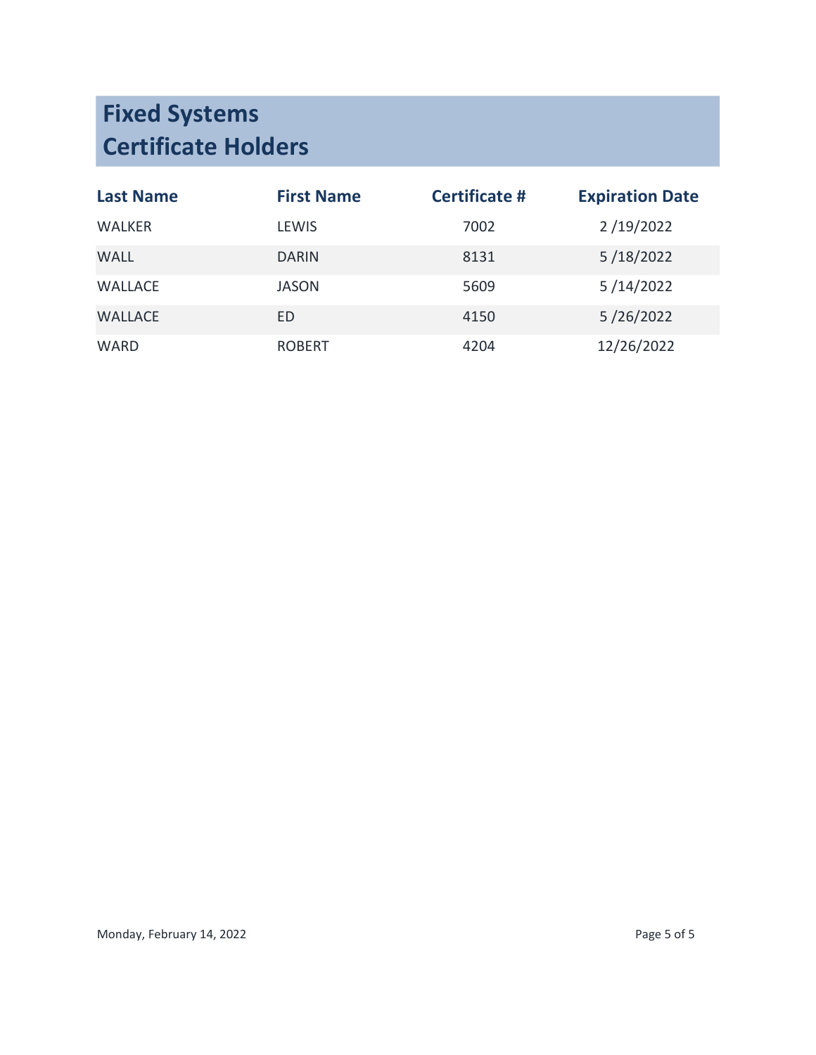# Fixed Systems
# Certificate Holders

| Last Name | First Name | Certificate # | Expiration Date |
|---|---|---|---|
| WALKER | LEWIS | 7002 | 2 /19/2022 |
| WALL | DARIN | 8131 | 5 /18/2022 |
| WALLACE | JASON | 5609 | 5 /14/2022 |
| WALLACE | ED | 4150 | 5 /26/2022 |
| WARD | ROBERT | 4204 | 12/26/2022 |

Monday, February 14, 2022